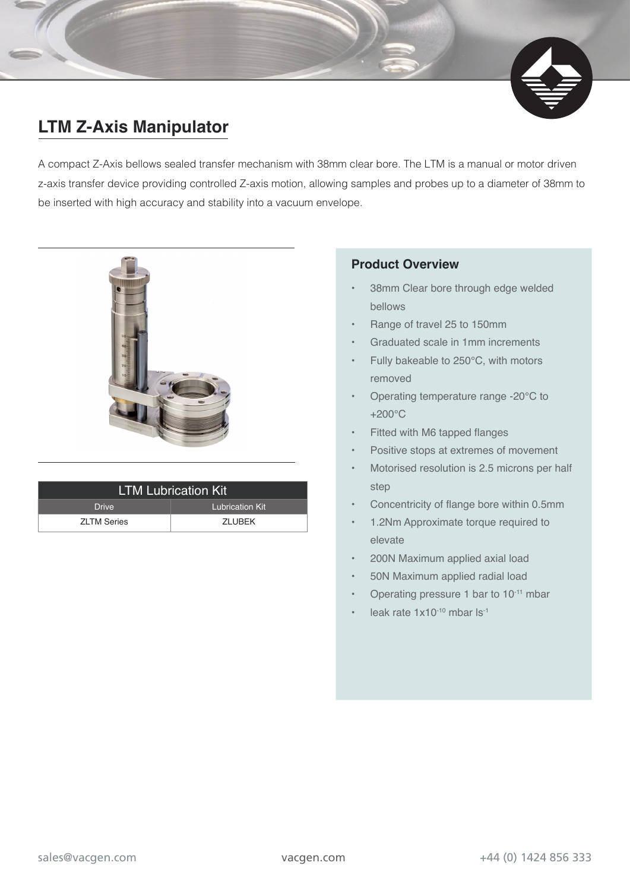# LTM Z-Axis Manipulator

A compact Z-Axis bellows sealed transfer mechanism with 38mm clear bore. The LTM is a manual or motor driven z-axis transfer device providing controlled Z-axis motion, allowing samples and probes up to a diameter of 38mm to be inserted with high accuracy and stability into a vacuum envelope.

## Product Overview

- 38mm Clear bore through edge welded bellows
- Range of travel 25 to 150mm
- Graduated scale in 1mm increments
- Fully bakeable to 250°C, with motors removed
- Operating temperature range -20°C to +200°C
- Fitted with M6 tapped flanges
- Positive stops at extremes of movement
- Motorised resolution is 2.5 microns per half step
- Concentricity of flange bore within 0.5mm
- 1.2Nm Approximate torque required to elevate
- 200N Maximum applied axial load
- 50N Maximum applied radial load
- Operating pressure 1 bar to $10^{-11}$ mbar
- leak rate $1x10^{-10}$ mbar $ls^{-1}$

| LTM Lubrication Kit | |
|---|---|
| Drive | Lubrication Kit |
| ZLTM Series | ZLUBEK |

sales@vacgen.com    vacgen.com    +44 (0) 1424 856 333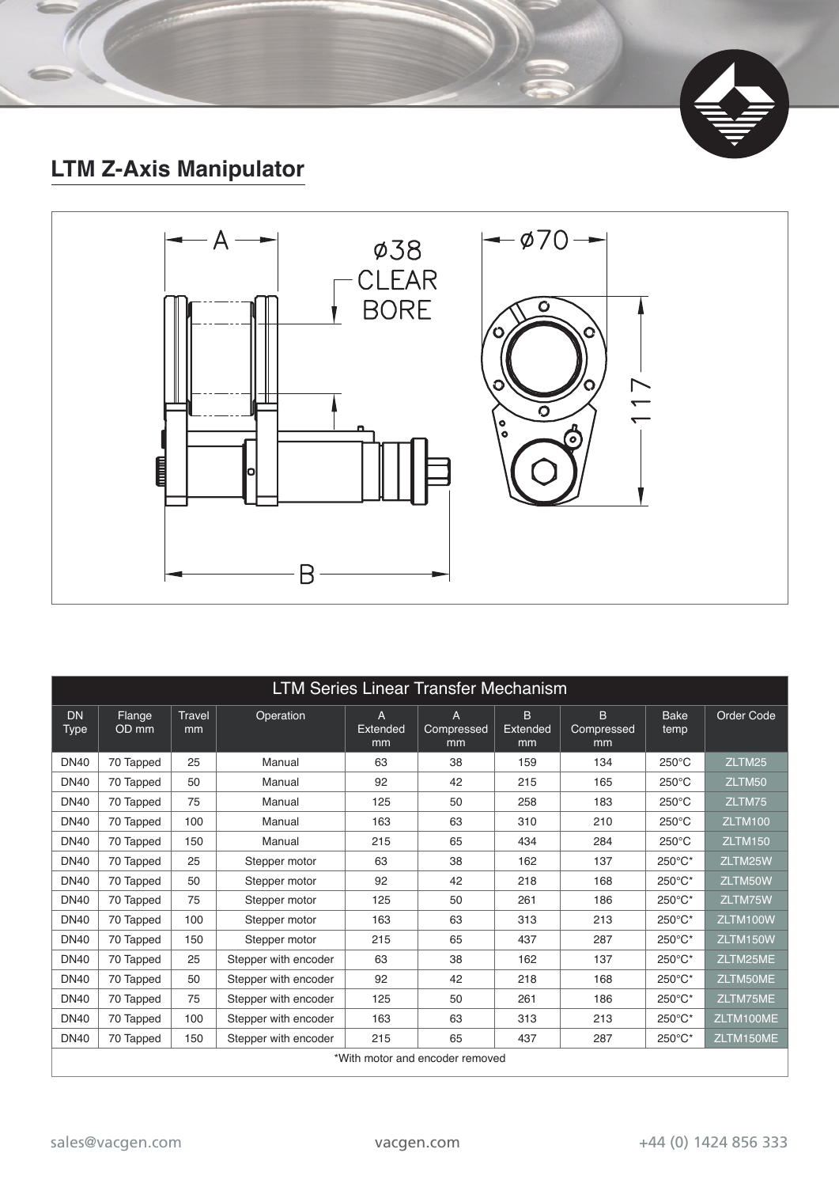## LTM Z-Axis Manipulator

A

ø38
CLEAR
BORE

ø70

117

B

| LTM Series Linear Transfer Mechanism | | | | | | | | | |
|---|---|---|---|---|---|---|---|---|---|
| DN Type | Flange OD mm | Travel mm | Operation | A Extended mm | A Compressed mm | B Extended mm | B Compressed mm | Bake temp | Order Code |
| DN40 | 70 Tapped | 25 | Manual | 63 | 38 | 159 | 134 | 250°C | ZLTM25 |
| DN40 | 70 Tapped | 50 | Manual | 92 | 42 | 215 | 165 | 250°C | ZLTM50 |
| DN40 | 70 Tapped | 75 | Manual | 125 | 50 | 258 | 183 | 250°C | ZLTM75 |
| DN40 | 70 Tapped | 100 | Manual | 163 | 63 | 310 | 210 | 250°C | ZLTM100 |
| DN40 | 70 Tapped | 150 | Manual | 215 | 65 | 434 | 284 | 250°C | ZLTM150 |
| DN40 | 70 Tapped | 25 | Stepper motor | 63 | 38 | 162 | 137 | 250°C* | ZLTM25W |
| DN40 | 70 Tapped | 50 | Stepper motor | 92 | 42 | 218 | 168 | 250°C* | ZLTM50W |
| DN40 | 70 Tapped | 75 | Stepper motor | 125 | 50 | 261 | 186 | 250°C* | ZLTM75W |
| DN40 | 70 Tapped | 100 | Stepper motor | 163 | 63 | 313 | 213 | 250°C* | ZLTM100W |
| DN40 | 70 Tapped | 150 | Stepper motor | 215 | 65 | 437 | 287 | 250°C* | ZLTM150W |
| DN40 | 70 Tapped | 25 | Stepper with encoder | 63 | 38 | 162 | 137 | 250°C* | ZLTM25ME |
| DN40 | 70 Tapped | 50 | Stepper with encoder | 92 | 42 | 218 | 168 | 250°C* | ZLTM50ME |
| DN40 | 70 Tapped | 75 | Stepper with encoder | 125 | 50 | 261 | 186 | 250°C* | ZLTM75ME |
| DN40 | 70 Tapped | 100 | Stepper with encoder | 163 | 63 | 313 | 213 | 250°C* | ZLTM100ME |
| DN40 | 70 Tapped | 150 | Stepper with encoder | 215 | 65 | 437 | 287 | 250°C* | ZLTM150ME |

*With motor and encoder removed

sales@vacgen.com    vacgen.com    +44 (0) 1424 856 333